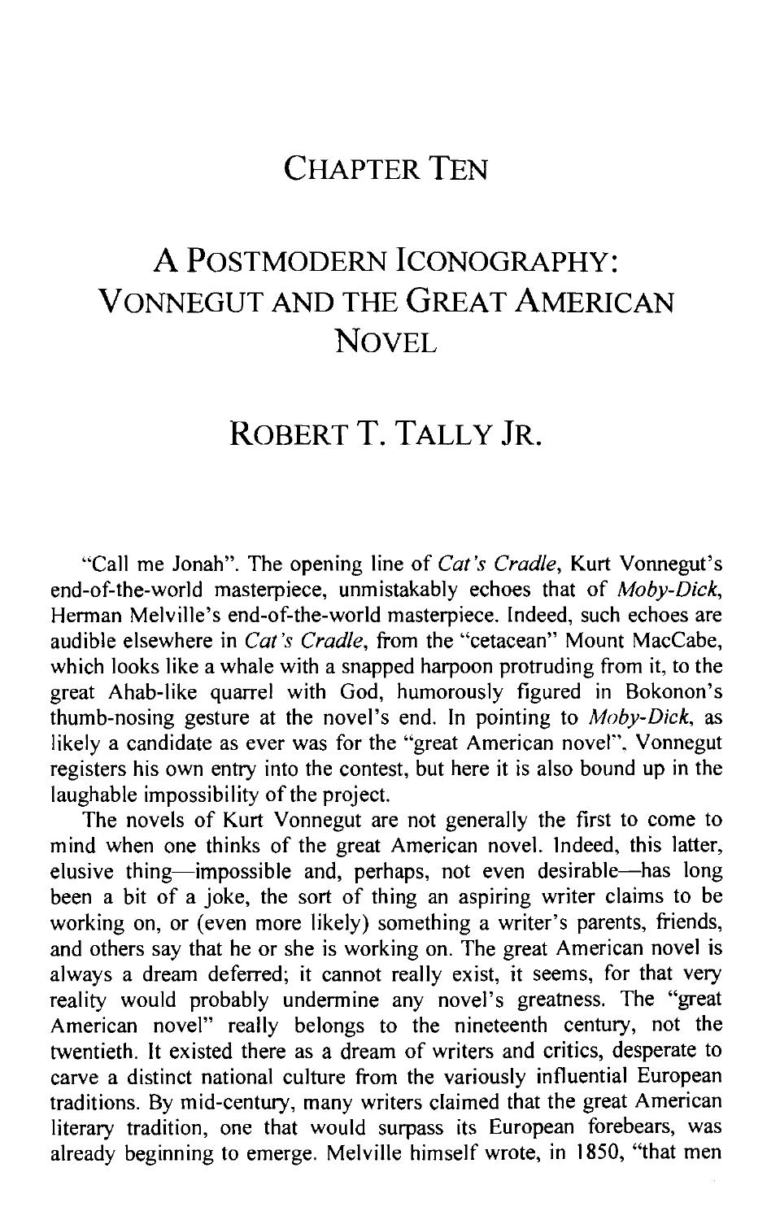# CHAPTER TEN

# A POSTMODERN ICONOGRAPHY: VONNEGUT AND THE GREAT AMERICAN NOVEL

## ROBERT T. TALLY JR.

"Call me Jonah". The opening line of *Cat's Cradle*, Kurt Vonnegut's end-of-the-world masterpiece, unmistakably echoes that of *Moby-Dick*, Herman Melville's end-of-the-world masterpiece. Indeed, such echoes are audible elsewhere in *Cat's Cradle*, from the "cetacean" Mount MacCabe, which looks like a whale with a snapped harpoon protruding from it, to the great Ahab-like quarrel with God, humorously figured in Bokonon's thumb-nosing gesture at the novel's end. In pointing to *Moby-Dick*, as likely a candidate as ever was for the "great American novel", Vonnegut registers his own entry into the contest, but here it is also bound up in the laughable impossibility of the project.

The novels of Kurt Vonnegut are not generally the first to come to mind when one thinks of the great American novel. Indeed, this latter, elusive thing—impossible and, perhaps, not even desirable—has long been a bit of a joke, the sort of thing an aspiring writer claims to be working on, or (even more likely) something a writer's parents, friends, and others say that he or she is working on. The great American novel is always a dream deferred; it cannot really exist, it seems, for that very reality would probably undermine any novel's greatness. The "great American novel" really belongs to the nineteenth century, not the twentieth. It existed there as a dream of writers and critics, desperate to carve a distinct national culture from the variously influential European traditions. By mid-century, many writers claimed that the great American literary tradition, one that would surpass its European forebears, was already beginning to emerge. Melville himself wrote, in 1850, "that men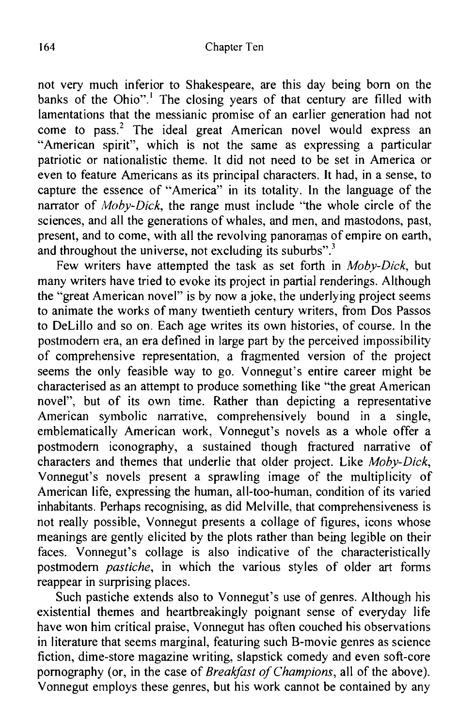not very much inferior to Shakespeare, are this day being born on the banks of the Ohio".[1] The closing years of that century are filled with lamentations that the messianic promise of an earlier generation had not come to pass.[2] The ideal great American novel would express an "American spirit", which is not the same as expressing a particular patriotic or nationalistic theme. It did not need to be set in America or even to feature Americans as its principal characters. It had, in a sense, to capture the essence of "America" in its totality. In the language of the narrator of *Moby-Dick*, the range must include "the whole circle of the sciences, and all the generations of whales, and men, and mastodons, past, present, and to come, with all the revolving panoramas of empire on earth, and throughout the universe, not excluding its suburbs".[3]

Few writers have attempted the task as set forth in *Moby-Dick*, but many writers have tried to evoke its project in partial renderings. Although the "great American novel" is by now a joke, the underlying project seems to animate the works of many twentieth century writers, from Dos Passos to DeLillo and so on. Each age writes its own histories, of course. In the postmodern era, an era defined in large part by the perceived impossibility of comprehensive representation, a fragmented version of the project seems the only feasible way to go. Vonnegut's entire career might be characterised as an attempt to produce something like "the great American novel", but of its own time. Rather than depicting a representative American symbolic narrative, comprehensively bound in a single, emblematically American work, Vonnegut's novels as a whole offer a postmodern iconography, a sustained though fractured narrative of characters and themes that underlie that older project. Like *Moby-Dick*, Vonnegut's novels present a sprawling image of the multiplicity of American life, expressing the human, all-too-human, condition of its varied inhabitants. Perhaps recognising, as did Melville, that comprehensiveness is not really possible, Vonnegut presents a collage of figures, icons whose meanings are gently elicited by the plots rather than being legible on their faces. Vonnegut's collage is also indicative of the characteristically postmodern *pastiche*, in which the various styles of older art forms reappear in surprising places.

Such pastiche extends also to Vonnegut's use of genres. Although his existential themes and heartbreakingly poignant sense of everyday life have won him critical praise, Vonnegut has often couched his observations in literature that seems marginal, featuring such B-movie genres as science fiction, dime-store magazine writing, slapstick comedy and even soft-core pornography (or, in the case of *Breakfast of Champions*, all of the above). Vonnegut employs these genres, but his work cannot be contained by any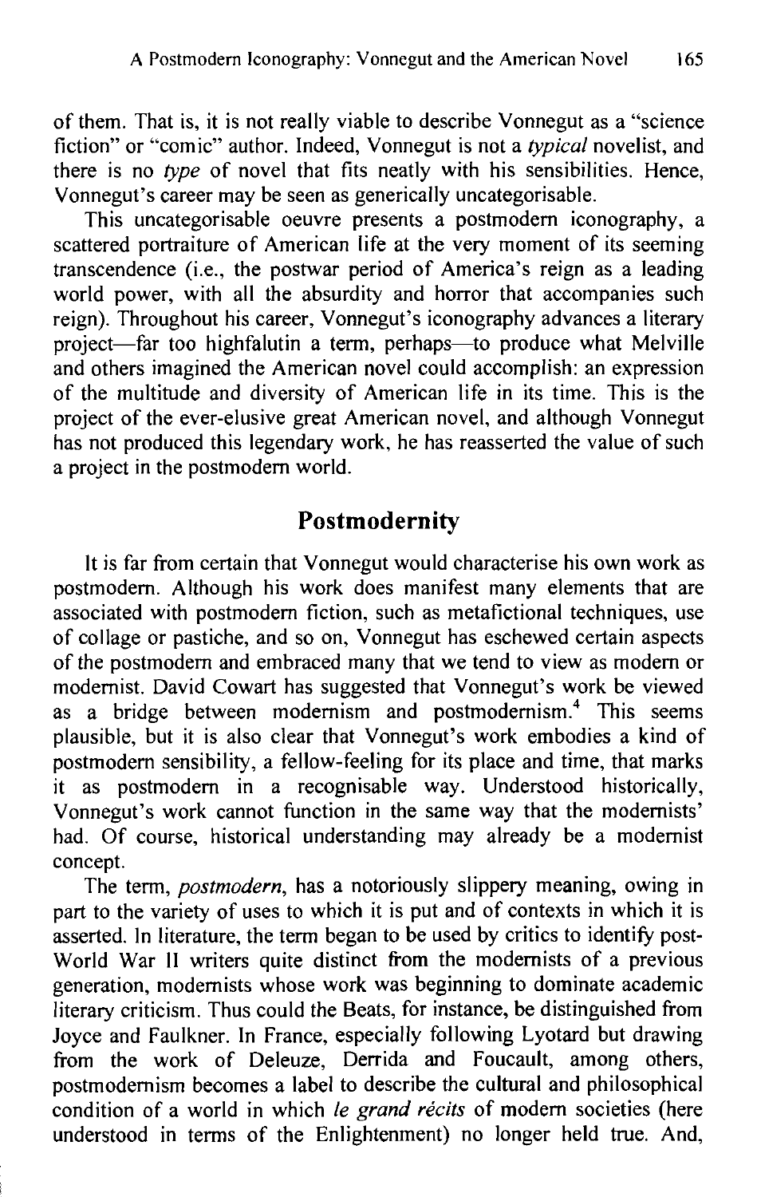of them. That is, it is not really viable to describe Vonnegut as a "science fiction" or "comic" author. Indeed, Vonnegut is not a *typical* novelist, and there is no *type* of novel that fits neatly with his sensibilities. Hence, Vonnegut's career may be seen as generically uncategorisable.

This uncategorisable oeuvre presents a postmodern iconography, a scattered portraiture of American life at the very moment of its seeming transcendence (i.e., the postwar period of America's reign as a leading world power, with all the absurdity and horror that accompanies such reign). Throughout his career, Vonnegut's iconography advances a literary project—far too highfalutin a term, perhaps—to produce what Melville and others imagined the American novel could accomplish: an expression of the multitude and diversity of American life in its time. This is the project of the ever-elusive great American novel, and although Vonnegut has not produced this legendary work, he has reasserted the value of such a project in the postmodern world.

## Postmodernity

It is far from certain that Vonnegut would characterise his own work as postmodern. Although his work does manifest many elements that are associated with postmodern fiction, such as metafictional techniques, use of collage or pastiche, and so on, Vonnegut has eschewed certain aspects of the postmodern and embraced many that we tend to view as modern or modernist. David Cowart has suggested that Vonnegut's work be viewed as a bridge between modernism and postmodernism.[4] This seems plausible, but it is also clear that Vonnegut's work embodies a kind of postmodern sensibility, a fellow-feeling for its place and time, that marks it as postmodern in a recognisable way. Understood historically, Vonnegut's work cannot function in the same way that the modernists' had. Of course, historical understanding may already be a modernist concept.

The term, *postmodern*, has a notoriously slippery meaning, owing in part to the variety of uses to which it is put and of contexts in which it is asserted. In literature, the term began to be used by critics to identify post-World War II writers quite distinct from the modernists of a previous generation, modernists whose work was beginning to dominate academic literary criticism. Thus could the Beats, for instance, be distinguished from Joyce and Faulkner. In France, especially following Lyotard but drawing from the work of Deleuze, Derrida and Foucault, among others, postmodernism becomes a label to describe the cultural and philosophical condition of a world in which *le grand récits* of modern societies (here understood in terms of the Enlightenment) no longer held true. And,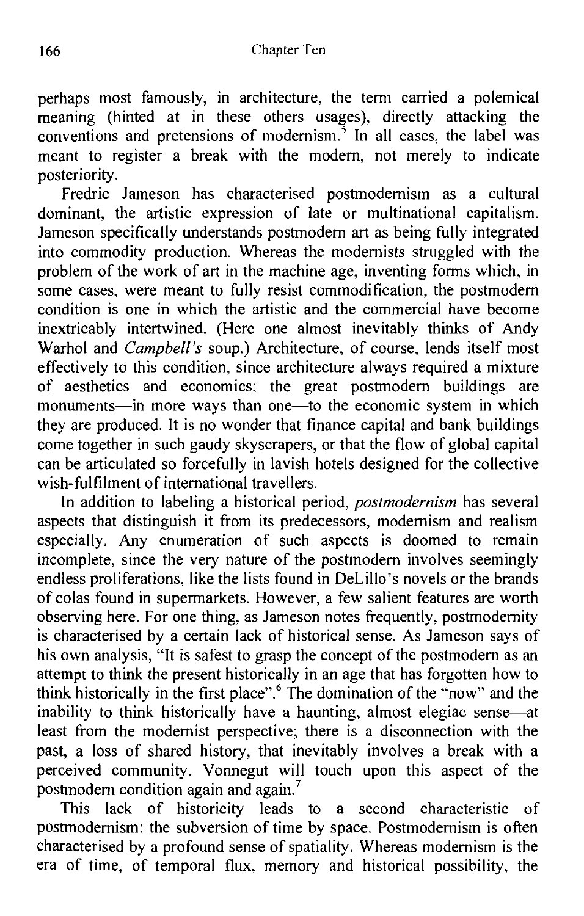perhaps most famously, in architecture, the term carried a polemical meaning (hinted at in these others usages), directly attacking the conventions and pretensions of modernism.[5] In all cases, the label was meant to register a break with the modern, not merely to indicate posteriority.

Fredric Jameson has characterised postmodernism as a cultural dominant, the artistic expression of late or multinational capitalism. Jameson specifically understands postmodern art as being fully integrated into commodity production. Whereas the modernists struggled with the problem of the work of art in the machine age, inventing forms which, in some cases, were meant to fully resist commodification, the postmodern condition is one in which the artistic and the commercial have become inextricably intertwined. (Here one almost inevitably thinks of Andy Warhol and *Campbell's* soup.) Architecture, of course, lends itself most effectively to this condition, since architecture always required a mixture of aesthetics and economics; the great postmodern buildings are monuments—in more ways than one—to the economic system in which they are produced. It is no wonder that finance capital and bank buildings come together in such gaudy skyscrapers, or that the flow of global capital can be articulated so forcefully in lavish hotels designed for the collective wish-fulfilment of international travellers.

In addition to labeling a historical period, *postmodernism* has several aspects that distinguish it from its predecessors, modernism and realism especially. Any enumeration of such aspects is doomed to remain incomplete, since the very nature of the postmodern involves seemingly endless proliferations, like the lists found in DeLillo's novels or the brands of colas found in supermarkets. However, a few salient features are worth observing here. For one thing, as Jameson notes frequently, postmodernity is characterised by a certain lack of historical sense. As Jameson says of his own analysis, "It is safest to grasp the concept of the postmodern as an attempt to think the present historically in an age that has forgotten how to think historically in the first place".[6] The domination of the "now" and the inability to think historically have a haunting, almost elegiac sense—at least from the modernist perspective; there is a disconnection with the past, a loss of shared history, that inevitably involves a break with a perceived community. Vonnegut will touch upon this aspect of the postmodern condition again and again.[7]

This lack of historicity leads to a second characteristic of postmodernism: the subversion of time by space. Postmodernism is often characterised by a profound sense of spatiality. Whereas modernism is the era of time, of temporal flux, memory and historical possibility, the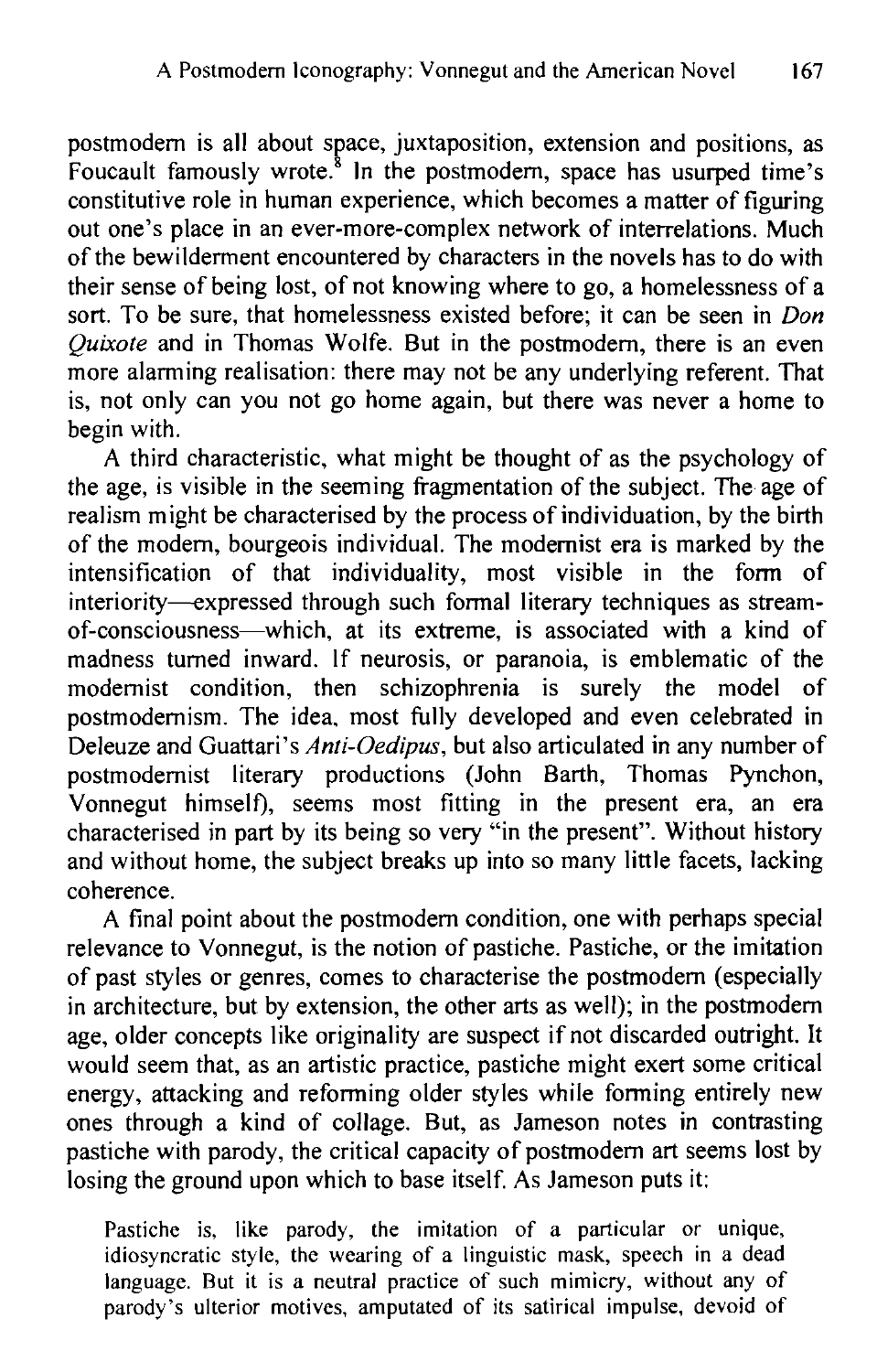postmodern is all about space, juxtaposition, extension and positions, as Foucault famously wrote.[8] In the postmodern, space has usurped time's constitutive role in human experience, which becomes a matter of figuring out one's place in an ever-more-complex network of interrelations. Much of the bewilderment encountered by characters in the novels has to do with their sense of being lost, of not knowing where to go, a homelessness of a sort. To be sure, that homelessness existed before; it can be seen in *Don Quixote* and in Thomas Wolfe. But in the postmodern, there is an even more alarming realisation: there may not be any underlying referent. That is, not only can you not go home again, but there was never a home to begin with.

A third characteristic, what might be thought of as the psychology of the age, is visible in the seeming fragmentation of the subject. The age of realism might be characterised by the process of individuation, by the birth of the modern, bourgeois individual. The modernist era is marked by the intensification of that individuality, most visible in the form of interiority—expressed through such formal literary techniques as stream-of-consciousness—which, at its extreme, is associated with a kind of madness turned inward. If neurosis, or paranoia, is emblematic of the modernist condition, then schizophrenia is surely the model of postmodernism. The idea, most fully developed and even celebrated in Deleuze and Guattari's *Anti-Oedipus*, but also articulated in any number of postmodernist literary productions (John Barth, Thomas Pynchon, Vonnegut himself), seems most fitting in the present era, an era characterised in part by its being so very "in the present". Without history and without home, the subject breaks up into so many little facets, lacking coherence.

A final point about the postmodern condition, one with perhaps special relevance to Vonnegut, is the notion of pastiche. Pastiche, or the imitation of past styles or genres, comes to characterise the postmodern (especially in architecture, but by extension, the other arts as well); in the postmodern age, older concepts like originality are suspect if not discarded outright. It would seem that, as an artistic practice, pastiche might exert some critical energy, attacking and reforming older styles while forming entirely new ones through a kind of collage. But, as Jameson notes in contrasting pastiche with parody, the critical capacity of postmodern art seems lost by losing the ground upon which to base itself. As Jameson puts it:

> Pastiche is, like parody, the imitation of a particular or unique, idiosyncratic style, the wearing of a linguistic mask, speech in a dead language. But it is a neutral practice of such mimicry, without any of parody's ulterior motives, amputated of its satirical impulse, devoid of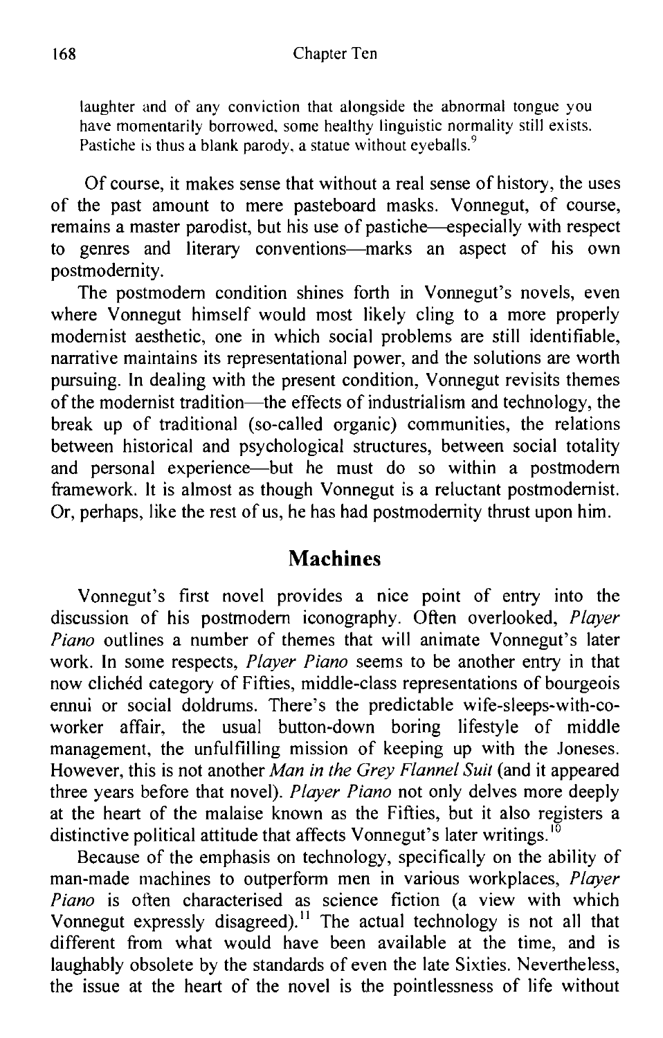> laughter and of any conviction that alongside the abnormal tongue you have momentarily borrowed, some healthy linguistic normality still exists. Pastiche is thus a blank parody, a statue without eyeballs.[9]

Of course, it makes sense that without a real sense of history, the uses of the past amount to mere pasteboard masks. Vonnegut, of course, remains a master parodist, but his use of pastiche—especially with respect to genres and literary conventions—marks an aspect of his own postmodernity.

The postmodern condition shines forth in Vonnegut's novels, even where Vonnegut himself would most likely cling to a more properly modernist aesthetic, one in which social problems are still identifiable, narrative maintains its representational power, and the solutions are worth pursuing. In dealing with the present condition, Vonnegut revisits themes of the modernist tradition—the effects of industrialism and technology, the break up of traditional (so-called organic) communities, the relations between historical and psychological structures, between social totality and personal experience—but he must do so within a postmodern framework. It is almost as though Vonnegut is a reluctant postmodernist. Or, perhaps, like the rest of us, he has had postmodernity thrust upon him.

## Machines

Vonnegut's first novel provides a nice point of entry into the discussion of his postmodern iconography. Often overlooked, *Player Piano* outlines a number of themes that will animate Vonnegut's later work. In some respects, *Player Piano* seems to be another entry in that now clichéd category of Fifties, middle-class representations of bourgeois ennui or social doldrums. There's the predictable wife-sleeps-with-co-worker affair, the usual button-down boring lifestyle of middle management, the unfulfilling mission of keeping up with the Joneses. However, this is not another *Man in the Grey Flannel Suit* (and it appeared three years before that novel). *Player Piano* not only delves more deeply at the heart of the malaise known as the Fifties, but it also registers a distinctive political attitude that affects Vonnegut's later writings.[10]

Because of the emphasis on technology, specifically on the ability of man-made machines to outperform men in various workplaces, *Player Piano* is often characterised as science fiction (a view with which Vonnegut expressly disagreed).[11] The actual technology is not all that different from what would have been available at the time, and is laughably obsolete by the standards of even the late Sixties. Nevertheless, the issue at the heart of the novel is the pointlessness of life without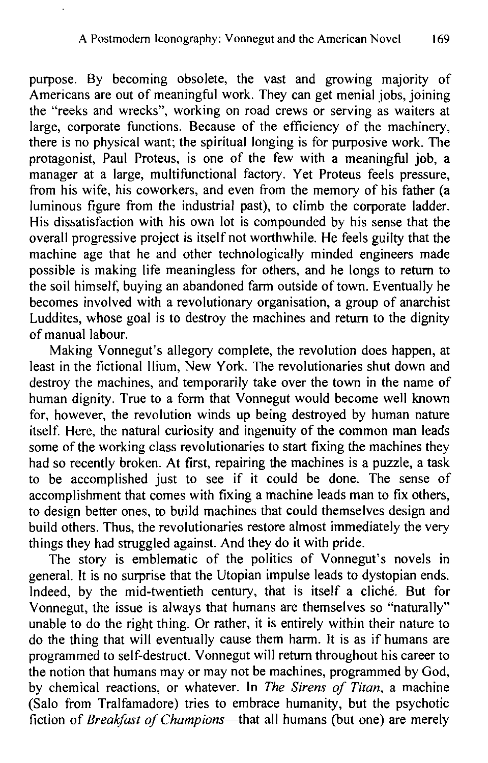purpose. By becoming obsolete, the vast and growing majority of Americans are out of meaningful work. They can get menial jobs, joining the "reeks and wrecks", working on road crews or serving as waiters at large, corporate functions. Because of the efficiency of the machinery, there is no physical want; the spiritual longing is for purposive work. The protagonist, Paul Proteus, is one of the few with a meaningful job, a manager at a large, multifunctional factory. Yet Proteus feels pressure, from his wife, his coworkers, and even from the memory of his father (a luminous figure from the industrial past), to climb the corporate ladder. His dissatisfaction with his own lot is compounded by his sense that the overall progressive project is itself not worthwhile. He feels guilty that the machine age that he and other technologically minded engineers made possible is making life meaningless for others, and he longs to return to the soil himself, buying an abandoned farm outside of town. Eventually he becomes involved with a revolutionary organisation, a group of anarchist Luddites, whose goal is to destroy the machines and return to the dignity of manual labour.

Making Vonnegut's allegory complete, the revolution does happen, at least in the fictional Ilium, New York. The revolutionaries shut down and destroy the machines, and temporarily take over the town in the name of human dignity. True to a form that Vonnegut would become well known for, however, the revolution winds up being destroyed by human nature itself. Here, the natural curiosity and ingenuity of the common man leads some of the working class revolutionaries to start fixing the machines they had so recently broken. At first, repairing the machines is a puzzle, a task to be accomplished just to see if it could be done. The sense of accomplishment that comes with fixing a machine leads man to fix others, to design better ones, to build machines that could themselves design and build others. Thus, the revolutionaries restore almost immediately the very things they had struggled against. And they do it with pride.

The story is emblematic of the politics of Vonnegut's novels in general. It is no surprise that the Utopian impulse leads to dystopian ends. Indeed, by the mid-twentieth century, that is itself a cliché. But for Vonnegut, the issue is always that humans are themselves so "naturally" unable to do the right thing. Or rather, it is entirely within their nature to do the thing that will eventually cause them harm. It is as if humans are programmed to self-destruct. Vonnegut will return throughout his career to the notion that humans may or may not be machines, programmed by God, by chemical reactions, or whatever. In *The Sirens of Titan*, a machine (Salo from Tralfamadore) tries to embrace humanity, but the psychotic fiction of *Breakfast of Champions*—that all humans (but one) are merely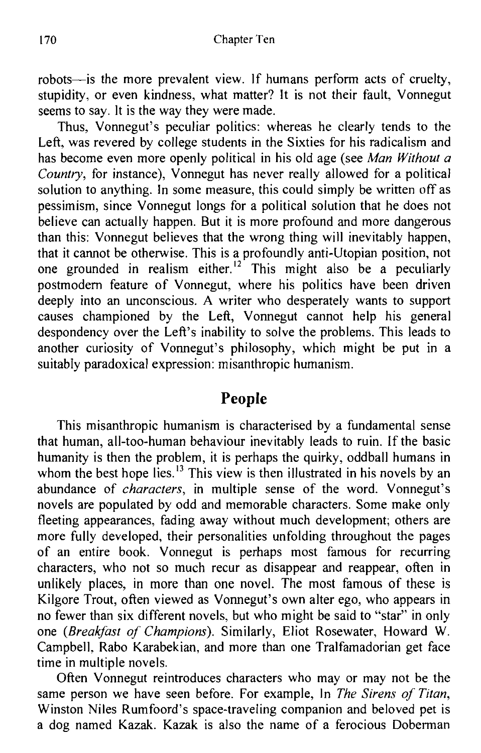robots—is the more prevalent view. If humans perform acts of cruelty, stupidity, or even kindness, what matter? It is not their fault, Vonnegut seems to say. It is the way they were made.

Thus, Vonnegut's peculiar politics: whereas he clearly tends to the Left, was revered by college students in the Sixties for his radicalism and has become even more openly political in his old age (see *Man Without a Country*, for instance), Vonnegut has never really allowed for a political solution to anything. In some measure, this could simply be written off as pessimism, since Vonnegut longs for a political solution that he does not believe can actually happen. But it is more profound and more dangerous than this: Vonnegut believes that the wrong thing will inevitably happen, that it cannot be otherwise. This is a profoundly anti-Utopian position, not one grounded in realism either.[12] This might also be a peculiarly postmodern feature of Vonnegut, where his politics have been driven deeply into an unconscious. A writer who desperately wants to support causes championed by the Left, Vonnegut cannot help his general despondency over the Left's inability to solve the problems. This leads to another curiosity of Vonnegut's philosophy, which might be put in a suitably paradoxical expression: misanthropic humanism.

## People

This misanthropic humanism is characterised by a fundamental sense that human, all-too-human behaviour inevitably leads to ruin. If the basic humanity is then the problem, it is perhaps the quirky, oddball humans in whom the best hope lies.[13] This view is then illustrated in his novels by an abundance of *characters*, in multiple sense of the word. Vonnegut's novels are populated by odd and memorable characters. Some make only fleeting appearances, fading away without much development; others are more fully developed, their personalities unfolding throughout the pages of an entire book. Vonnegut is perhaps most famous for recurring characters, who not so much recur as disappear and reappear, often in unlikely places, in more than one novel. The most famous of these is Kilgore Trout, often viewed as Vonnegut's own alter ego, who appears in no fewer than six different novels, but who might be said to "star" in only one (*Breakfast of Champions*). Similarly, Eliot Rosewater, Howard W. Campbell, Rabo Karabekian, and more than one Tralfamadorian get face time in multiple novels.

Often Vonnegut reintroduces characters who may or may not be the same person we have seen before. For example, In *The Sirens of Titan*, Winston Niles Rumfoord's space-traveling companion and beloved pet is a dog named Kazak. Kazak is also the name of a ferocious Doberman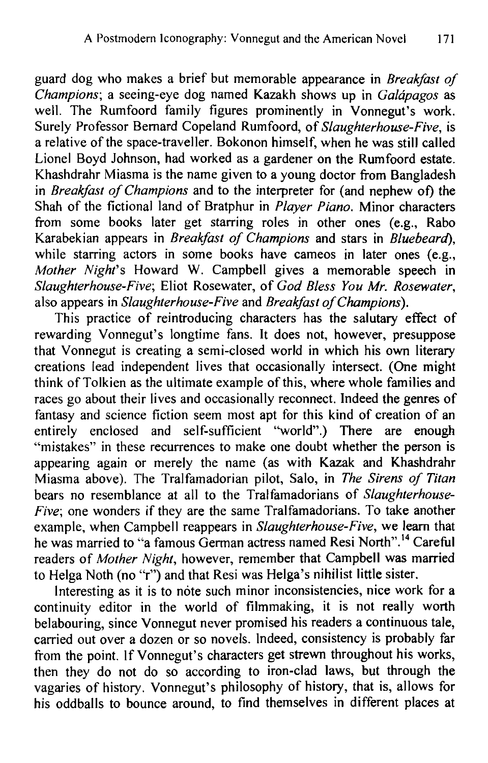guard dog who makes a brief but memorable appearance in *Breakfast of Champions*; a seeing-eye dog named Kazakh shows up in *Galápagos* as well. The Rumfoord family figures prominently in Vonnegut's work. Surely Professor Bernard Copeland Rumfoord, of *Slaughterhouse-Five*, is a relative of the space-traveller. Bokonon himself, when he was still called Lionel Boyd Johnson, had worked as a gardener on the Rumfoord estate. Khashdrahr Miasma is the name given to a young doctor from Bangladesh in *Breakfast of Champions* and to the interpreter for (and nephew of) the Shah of the fictional land of Bratphur in *Player Piano*. Minor characters from some books later get starring roles in other ones (e.g., Rabo Karabekian appears in *Breakfast of Champions* and stars in *Bluebeard*), while starring actors in some books have cameos in later ones (e.g., *Mother Night*'s Howard W. Campbell gives a memorable speech in *Slaughterhouse-Five*; Eliot Rosewater, of *God Bless You Mr. Rosewater*, also appears in *Slaughterhouse-Five* and *Breakfast of Champions*).

This practice of reintroducing characters has the salutary effect of rewarding Vonnegut's longtime fans. It does not, however, presuppose that Vonnegut is creating a semi-closed world in which his own literary creations lead independent lives that occasionally intersect. (One might think of Tolkien as the ultimate example of this, where whole families and races go about their lives and occasionally reconnect. Indeed the genres of fantasy and science fiction seem most apt for this kind of creation of an entirely enclosed and self-sufficient "world".) There are enough "mistakes" in these recurrences to make one doubt whether the person is appearing again or merely the name (as with Kazak and Khashdrahr Miasma above). The Tralfamadorian pilot, Salo, in *The Sirens of Titan* bears no resemblance at all to the Tralfamadorians of *Slaughterhouse-Five*; one wonders if they are the same Tralfamadorians. To take another example, when Campbell reappears in *Slaughterhouse-Five*, we learn that he was married to "a famous German actress named Resi North".[14] Careful readers of *Mother Night*, however, remember that Campbell was married to Helga Noth (no "r") and that Resi was Helga's nihilist little sister.

Interesting as it is to note such minor inconsistencies, nice work for a continuity editor in the world of filmmaking, it is not really worth belabouring, since Vonnegut never promised his readers a continuous tale, carried out over a dozen or so novels. Indeed, consistency is probably far from the point. If Vonnegut's characters get strewn throughout his works, then they do not do so according to iron-clad laws, but through the vagaries of history. Vonnegut's philosophy of history, that is, allows for his oddballs to bounce around, to find themselves in different places at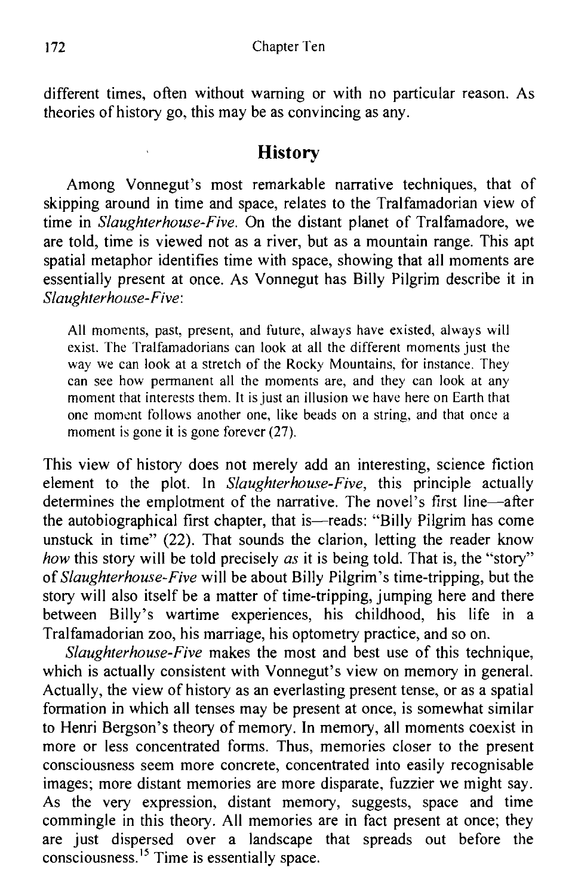different times, often without warning or with no particular reason. As theories of history go, this may be as convincing as any.

## History

Among Vonnegut's most remarkable narrative techniques, that of skipping around in time and space, relates to the Tralfamadorian view of time in *Slaughterhouse-Five*. On the distant planet of Tralfamadore, we are told, time is viewed not as a river, but as a mountain range. This apt spatial metaphor identifies time with space, showing that all moments are essentially present at once. As Vonnegut has Billy Pilgrim describe it in *Slaughterhouse-Five*:

> All moments, past, present, and future, always have existed, always will exist. The Tralfamadorians can look at all the different moments just the way we can look at a stretch of the Rocky Mountains, for instance. They can see how permanent all the moments are, and they can look at any moment that interests them. It is just an illusion we have here on Earth that one moment follows another one, like beads on a string, and that once a moment is gone it is gone forever (27).

This view of history does not merely add an interesting, science fiction element to the plot. In *Slaughterhouse-Five*, this principle actually determines the emplotment of the narrative. The novel's first line—after the autobiographical first chapter, that is—reads: "Billy Pilgrim has come unstuck in time" (22). That sounds the clarion, letting the reader know *how* this story will be told precisely *as* it is being told. That is, the "story" of *Slaughterhouse-Five* will be about Billy Pilgrim's time-tripping, but the story will also itself be a matter of time-tripping, jumping here and there between Billy's wartime experiences, his childhood, his life in a Tralfamadorian zoo, his marriage, his optometry practice, and so on.

*Slaughterhouse-Five* makes the most and best use of this technique, which is actually consistent with Vonnegut's view on memory in general. Actually, the view of history as an everlasting present tense, or as a spatial formation in which all tenses may be present at once, is somewhat similar to Henri Bergson's theory of memory. In memory, all moments coexist in more or less concentrated forms. Thus, memories closer to the present consciousness seem more concrete, concentrated into easily recognisable images; more distant memories are more disparate, fuzzier we might say. As the very expression, distant memory, suggests, space and time commingle in this theory. All memories are in fact present at once; they are just dispersed over a landscape that spreads out before the consciousness.[15] Time is essentially space.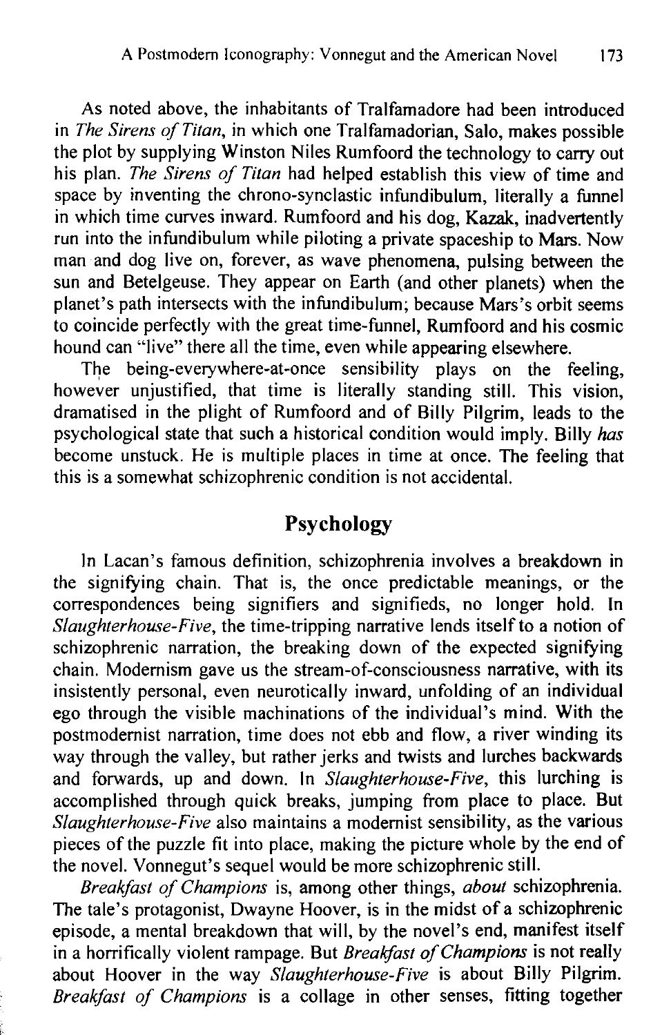As noted above, the inhabitants of Tralfamadore had been introduced in *The Sirens of Titan*, in which one Tralfamadorian, Salo, makes possible the plot by supplying Winston Niles Rumfoord the technology to carry out his plan. *The Sirens of Titan* had helped establish this view of time and space by inventing the chrono-synclastic infundibulum, literally a funnel in which time curves inward. Rumfoord and his dog, Kazak, inadvertently run into the infundibulum while piloting a private spaceship to Mars. Now man and dog live on, forever, as wave phenomena, pulsing between the sun and Betelgeuse. They appear on Earth (and other planets) when the planet's path intersects with the infundibulum; because Mars's orbit seems to coincide perfectly with the great time-funnel, Rumfoord and his cosmic hound can "live" there all the time, even while appearing elsewhere.

The being-everywhere-at-once sensibility plays on the feeling, however unjustified, that time is literally standing still. This vision, dramatised in the plight of Rumfoord and of Billy Pilgrim, leads to the psychological state that such a historical condition would imply. Billy *has* become unstuck. He is multiple places in time at once. The feeling that this is a somewhat schizophrenic condition is not accidental.

## Psychology

In Lacan's famous definition, schizophrenia involves a breakdown in the signifying chain. That is, the once predictable meanings, or the correspondences being signifiers and signifieds, no longer hold. In *Slaughterhouse-Five*, the time-tripping narrative lends itself to a notion of schizophrenic narration, the breaking down of the expected signifying chain. Modernism gave us the stream-of-consciousness narrative, with its insistently personal, even neurotically inward, unfolding of an individual ego through the visible machinations of the individual's mind. With the postmodernist narration, time does not ebb and flow, a river winding its way through the valley, but rather jerks and twists and lurches backwards and forwards, up and down. In *Slaughterhouse-Five*, this lurching is accomplished through quick breaks, jumping from place to place. But *Slaughterhouse-Five* also maintains a modernist sensibility, as the various pieces of the puzzle fit into place, making the picture whole by the end of the novel. Vonnegut's sequel would be more schizophrenic still.

*Breakfast of Champions* is, among other things, *about* schizophrenia. The tale's protagonist, Dwayne Hoover, is in the midst of a schizophrenic episode, a mental breakdown that will, by the novel's end, manifest itself in a horrifically violent rampage. But *Breakfast of Champions* is not really about Hoover in the way *Slaughterhouse-Five* is about Billy Pilgrim. *Breakfast of Champions* is a collage in other senses, fitting together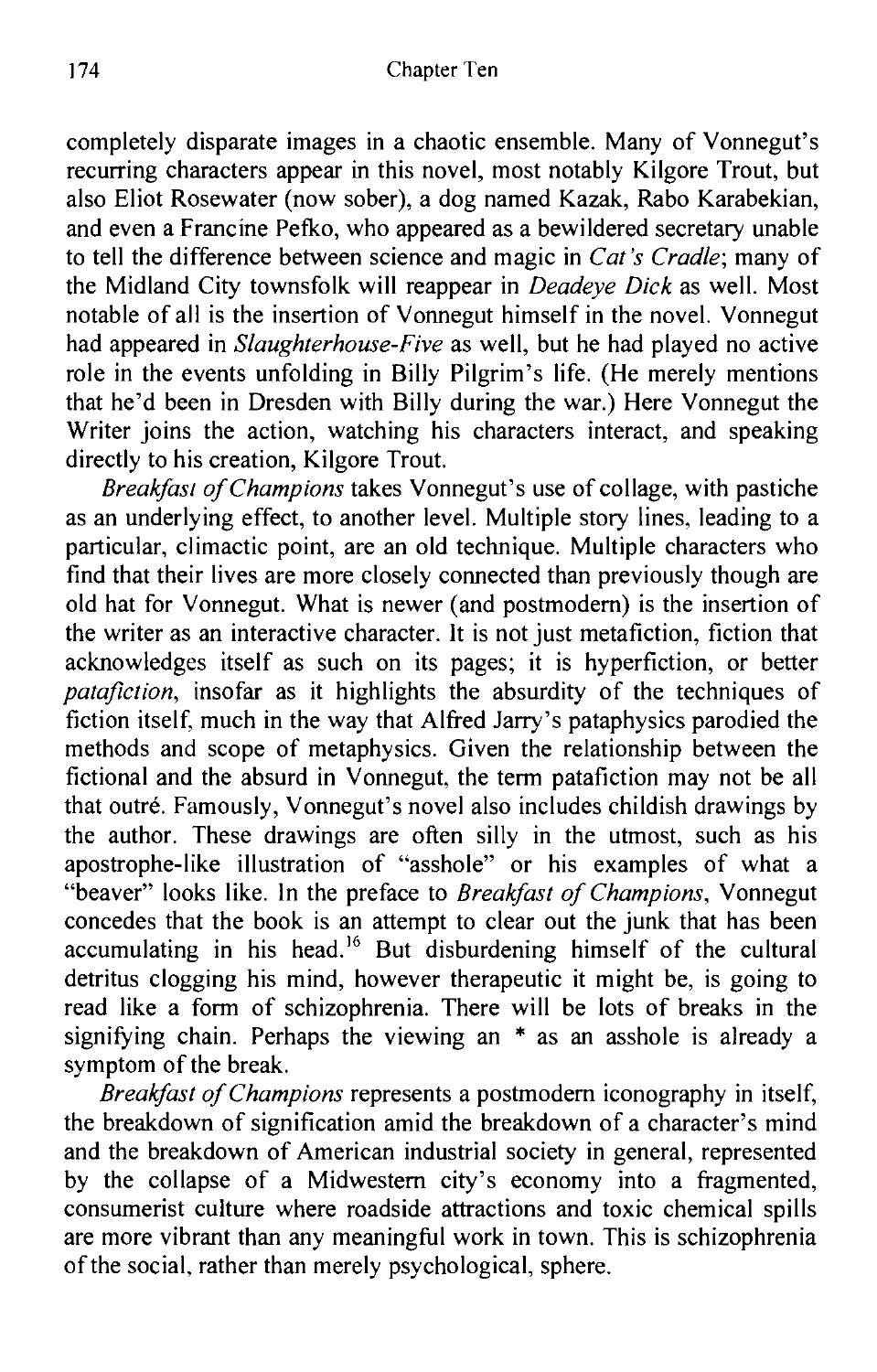completely disparate images in a chaotic ensemble. Many of Vonnegut's recurring characters appear in this novel, most notably Kilgore Trout, but also Eliot Rosewater (now sober), a dog named Kazak, Rabo Karabekian, and even a Francine Pefko, who appeared as a bewildered secretary unable to tell the difference between science and magic in *Cat's Cradle*; many of the Midland City townsfolk will reappear in *Deadeye Dick* as well. Most notable of all is the insertion of Vonnegut himself in the novel. Vonnegut had appeared in *Slaughterhouse-Five* as well, but he had played no active role in the events unfolding in Billy Pilgrim's life. (He merely mentions that he'd been in Dresden with Billy during the war.) Here Vonnegut the Writer joins the action, watching his characters interact, and speaking directly to his creation, Kilgore Trout.

*Breakfast of Champions* takes Vonnegut's use of collage, with pastiche as an underlying effect, to another level. Multiple story lines, leading to a particular, climactic point, are an old technique. Multiple characters who find that their lives are more closely connected than previously though are old hat for Vonnegut. What is newer (and postmodern) is the insertion of the writer as an interactive character. It is not just metafiction, fiction that acknowledges itself as such on its pages; it is hyperfiction, or better *patafiction*, insofar as it highlights the absurdity of the techniques of fiction itself, much in the way that Alfred Jarry's pataphysics parodied the methods and scope of metaphysics. Given the relationship between the fictional and the absurd in Vonnegut, the term patafiction may not be all that outré. Famously, Vonnegut's novel also includes childish drawings by the author. These drawings are often silly in the utmost, such as his apostrophe-like illustration of "asshole" or his examples of what a "beaver" looks like. In the preface to *Breakfast of Champions*, Vonnegut concedes that the book is an attempt to clear out the junk that has been accumulating in his head.[16] But disburdening himself of the cultural detritus clogging his mind, however therapeutic it might be, is going to read like a form of schizophrenia. There will be lots of breaks in the signifying chain. Perhaps the viewing an * as an asshole is already a symptom of the break.

*Breakfast of Champions* represents a postmodern iconography in itself, the breakdown of signification amid the breakdown of a character's mind and the breakdown of American industrial society in general, represented by the collapse of a Midwestern city's economy into a fragmented, consumerist culture where roadside attractions and toxic chemical spills are more vibrant than any meaningful work in town. This is schizophrenia of the social, rather than merely psychological, sphere.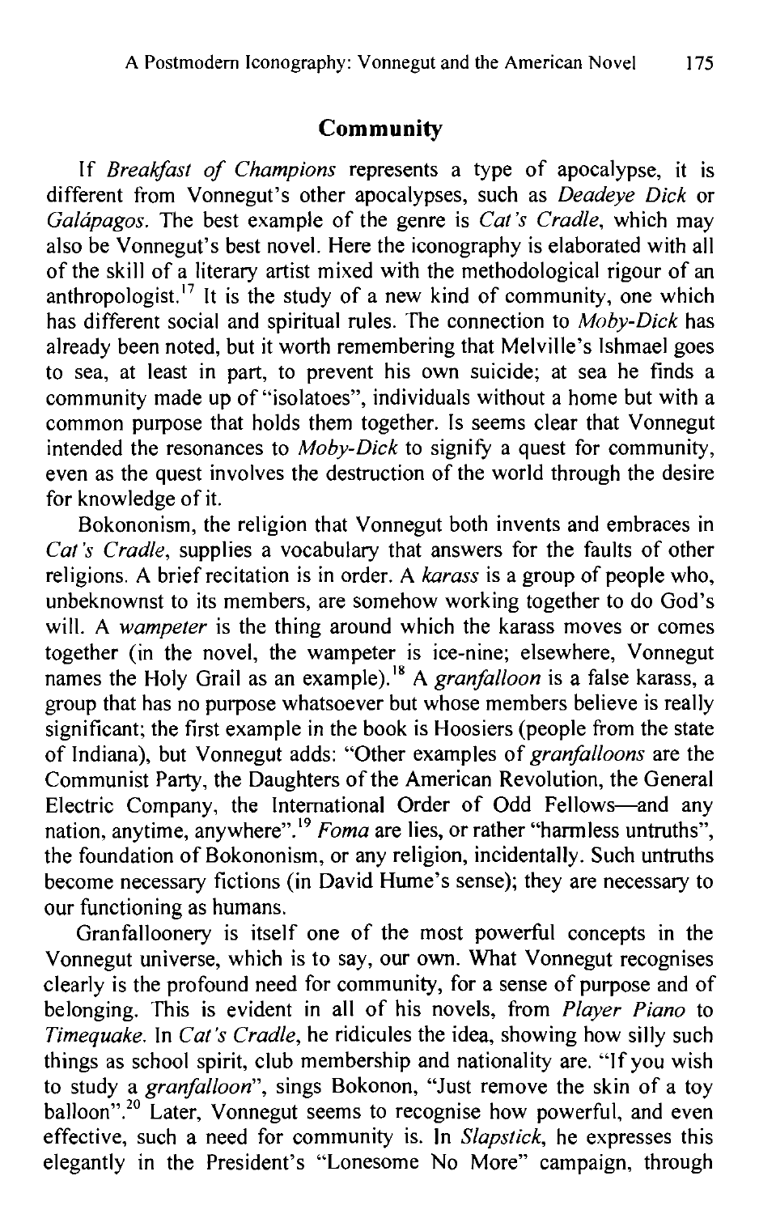## Community

If *Breakfast of Champions* represents a type of apocalypse, it is different from Vonnegut's other apocalypses, such as *Deadeye Dick* or *Galápagos*. The best example of the genre is *Cat's Cradle*, which may also be Vonnegut's best novel. Here the iconography is elaborated with all of the skill of a literary artist mixed with the methodological rigour of an anthropologist.[17] It is the study of a new kind of community, one which has different social and spiritual rules. The connection to *Moby-Dick* has already been noted, but it worth remembering that Melville's Ishmael goes to sea, at least in part, to prevent his own suicide; at sea he finds a community made up of "isolatoes", individuals without a home but with a common purpose that holds them together. Is seems clear that Vonnegut intended the resonances to *Moby-Dick* to signify a quest for community, even as the quest involves the destruction of the world through the desire for knowledge of it.

Bokononism, the religion that Vonnegut both invents and embraces in *Cat's Cradle*, supplies a vocabulary that answers for the faults of other religions. A brief recitation is in order. A *karass* is a group of people who, unbeknownst to its members, are somehow working together to do God's will. A *wampeter* is the thing around which the karass moves or comes together (in the novel, the wampeter is ice-nine; elsewhere, Vonnegut names the Holy Grail as an example).[18] A *granfalloon* is a false karass, a group that has no purpose whatsoever but whose members believe is really significant; the first example in the book is Hoosiers (people from the state of Indiana), but Vonnegut adds: "Other examples of *granfalloons* are the Communist Party, the Daughters of the American Revolution, the General Electric Company, the International Order of Odd Fellows—and any nation, anytime, anywhere".[19] *Foma* are lies, or rather "harmless untruths", the foundation of Bokononism, or any religion, incidentally. Such untruths become necessary fictions (in David Hume's sense); they are necessary to our functioning as humans.

Granfalloonery is itself one of the most powerful concepts in the Vonnegut universe, which is to say, our own. What Vonnegut recognises clearly is the profound need for community, for a sense of purpose and of belonging. This is evident in all of his novels, from *Player Piano* to *Timequake*. In *Cat's Cradle*, he ridicules the idea, showing how silly such things as school spirit, club membership and nationality are. "If you wish to study a *granfalloon*", sings Bokonon, "Just remove the skin of a toy balloon".[20] Later, Vonnegut seems to recognise how powerful, and even effective, such a need for community is. In *Slapstick*, he expresses this elegantly in the President's "Lonesome No More" campaign, through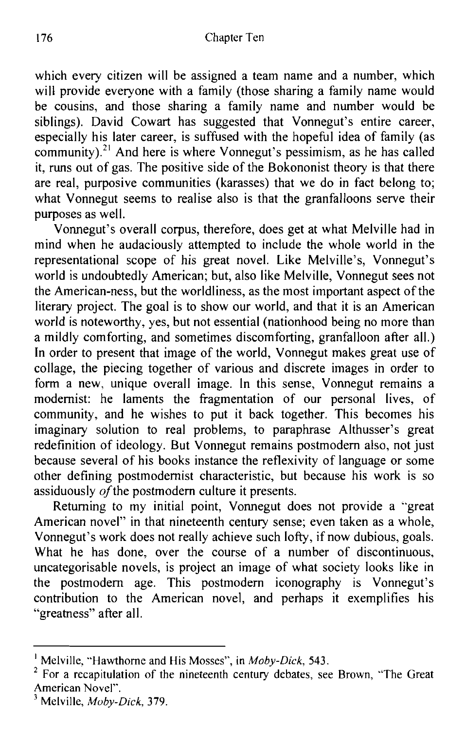which every citizen will be assigned a team name and a number, which will provide everyone with a family (those sharing a family name would be cousins, and those sharing a family name and number would be siblings). David Cowart has suggested that Vonnegut's entire career, especially his later career, is suffused with the hopeful idea of family (as community).[21] And here is where Vonnegut's pessimism, as he has called it, runs out of gas. The positive side of the Bokononist theory is that there are real, purposive communities (karasses) that we do in fact belong to; what Vonnegut seems to realise also is that the granfalloons serve their purposes as well.

Vonnegut's overall corpus, therefore, does get at what Melville had in mind when he audaciously attempted to include the whole world in the representational scope of his great novel. Like Melville's, Vonnegut's world is undoubtedly American; but, also like Melville, Vonnegut sees not the American-ness, but the worldliness, as the most important aspect of the literary project. The goal is to show our world, and that it is an American world is noteworthy, yes, but not essential (nationhood being no more than a mildly comforting, and sometimes discomforting, granfalloon after all.) In order to present that image of the world, Vonnegut makes great use of collage, the piecing together of various and discrete images in order to form a new, unique overall image. In this sense, Vonnegut remains a modernist: he laments the fragmentation of our personal lives, of community, and he wishes to put it back together. This becomes his imaginary solution to real problems, to paraphrase Althusser's great redefinition of ideology. But Vonnegut remains postmodern also, not just because several of his books instance the reflexivity of language or some other defining postmodernist characteristic, but because his work is so assiduously *of* the postmodern culture it presents.

Returning to my initial point, Vonnegut does not provide a "great American novel" in that nineteenth century sense; even taken as a whole, Vonnegut's work does not really achieve such lofty, if now dubious, goals. What he has done, over the course of a number of discontinuous, uncategorisable novels, is project an image of what society looks like in the postmodern age. This postmodern iconography is Vonnegut's contribution to the American novel, and perhaps it exemplifies his "greatness" after all.

---

[1] Melville, "Hawthorne and His Mosses", in *Moby-Dick*, 543.

[2] For a recapitulation of the nineteenth century debates, see Brown, "The Great American Novel".

[3] Melville, *Moby-Dick*, 379.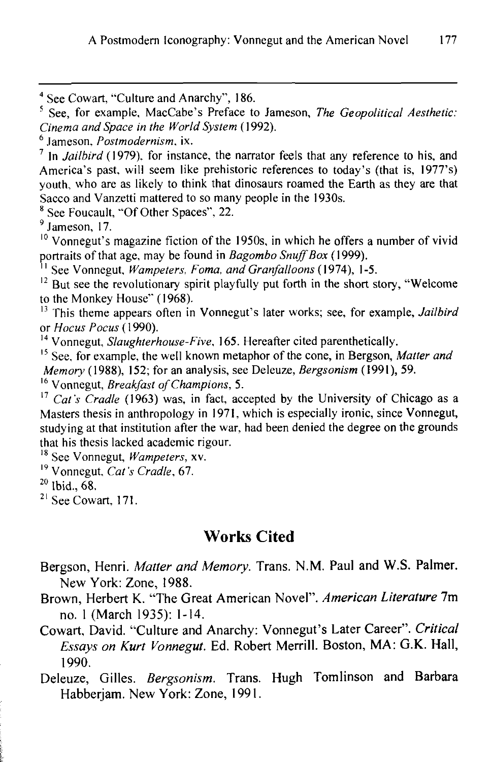[4] See Cowart, "Culture and Anarchy", 186.

[5] See, for example, MacCabe's Preface to Jameson, *The Geopolitical Aesthetic: Cinema and Space in the World System* (1992).

[6] Jameson, *Postmodernism*, ix.

[7] In *Jailbird* (1979), for instance, the narrator feels that any reference to his, and America's past, will seem like prehistoric references to today's (that is, 1977's) youth, who are as likely to think that dinosaurs roamed the Earth as they are that Sacco and Vanzetti mattered to so many people in the 1930s.

[8] See Foucault, "Of Other Spaces", 22.

[9] Jameson, 17.

[10] Vonnegut's magazine fiction of the 1950s, in which he offers a number of vivid portraits of that age, may be found in *Bagombo Snuff Box* (1999).

[11] See Vonnegut, *Wampeters, Foma, and Granfalloons* (1974), 1-5.

[12] But see the revolutionary spirit playfully put forth in the short story, "Welcome to the Monkey House" (1968).

[13] This theme appears often in Vonnegut's later works; see, for example, *Jailbird* or *Hocus Pocus* (1990).

[14] Vonnegut, *Slaughterhouse-Five*, 165. Hereafter cited parenthetically.

[15] See, for example, the well known metaphor of the cone, in Bergson, *Matter and Memory* (1988), 152; for an analysis, see Deleuze, *Bergsonism* (1991), 59.

[16] Vonnegut, *Breakfast of Champions*, 5.

[17] *Cat's Cradle* (1963) was, in fact, accepted by the University of Chicago as a Masters thesis in anthropology in 1971, which is especially ironic, since Vonnegut, studying at that institution after the war, had been denied the degree on the grounds that his thesis lacked academic rigour.

[18] See Vonnegut, *Wampeters*, xv.

[19] Vonnegut, *Cat's Cradle*, 67.

[20] Ibid., 68.

[21] See Cowart, 171.

## Works Cited

Bergson, Henri. *Matter and Memory*. Trans. N.M. Paul and W.S. Palmer. New York: Zone, 1988.

Brown, Herbert K. "The Great American Novel". *American Literature* 7m no. 1 (March 1935): 1-14.

Cowart, David. "Culture and Anarchy: Vonnegut's Later Career". *Critical Essays on Kurt Vonnegut*. Ed. Robert Merrill. Boston, MA: G.K. Hall, 1990.

Deleuze, Gilles. *Bergsonism*. Trans. Hugh Tomlinson and Barbara Habberjam. New York: Zone, 1991.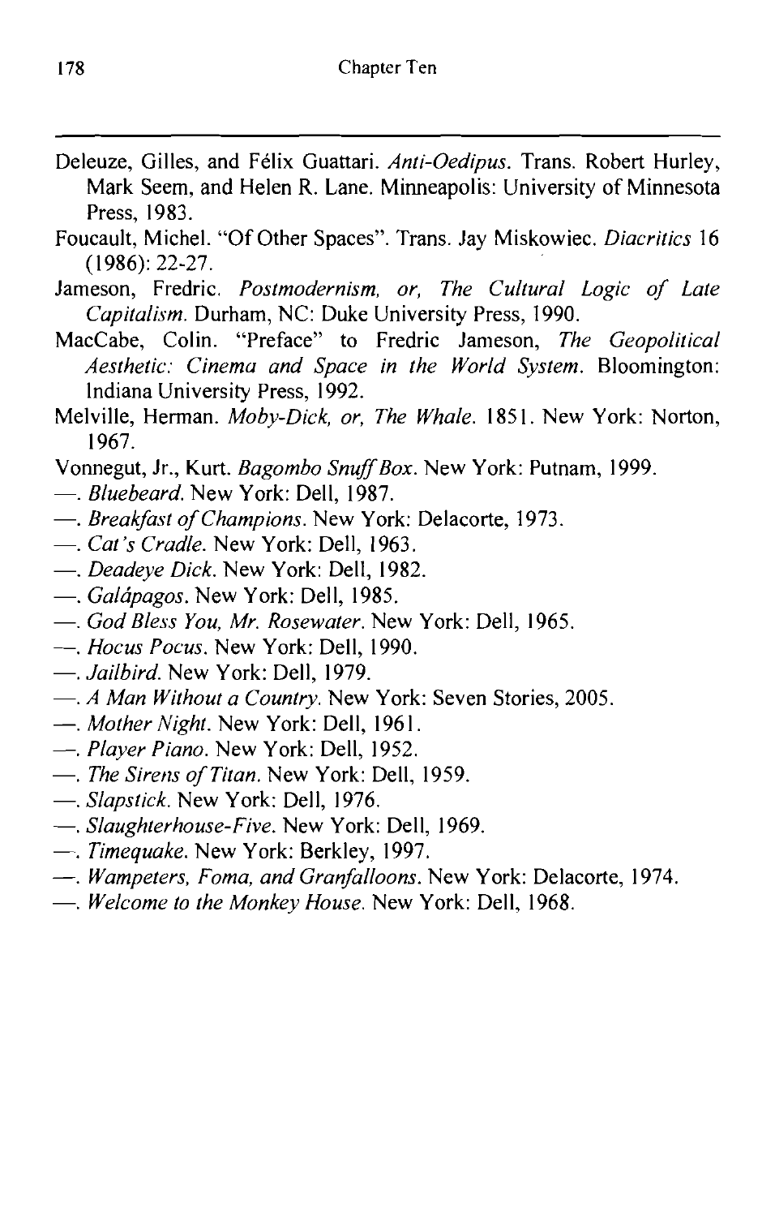Deleuze, Gilles, and Félix Guattari. *Anti-Oedipus*. Trans. Robert Hurley, Mark Seem, and Helen R. Lane. Minneapolis: University of Minnesota Press, 1983.

Foucault, Michel. "Of Other Spaces". Trans. Jay Miskowiec. *Diacritics* 16 (1986): 22-27.

Jameson, Fredric. *Postmodernism, or, The Cultural Logic of Late Capitalism*. Durham, NC: Duke University Press, 1990.

MacCabe, Colin. "Preface" to Fredric Jameson, *The Geopolitical Aesthetic: Cinema and Space in the World System*. Bloomington: Indiana University Press, 1992.

Melville, Herman. *Moby-Dick, or, The Whale*. 1851. New York: Norton, 1967.

Vonnegut, Jr., Kurt. *Bagombo Snuff Box*. New York: Putnam, 1999.

—. *Bluebeard*. New York: Dell, 1987.

—. *Breakfast of Champions*. New York: Delacorte, 1973.

—. *Cat's Cradle*. New York: Dell, 1963.

—. *Deadeye Dick*. New York: Dell, 1982.

—. *Galápagos*. New York: Dell, 1985.

—. *God Bless You, Mr. Rosewater*. New York: Dell, 1965.

—. *Hocus Pocus*. New York: Dell, 1990.

—. *Jailbird*. New York: Dell, 1979.

—. *A Man Without a Country*. New York: Seven Stories, 2005.

—. *Mother Night*. New York: Dell, 1961.

—. *Player Piano*. New York: Dell, 1952.

—. *The Sirens of Titan*. New York: Dell, 1959.

—. *Slapstick*. New York: Dell, 1976.

—. *Slaughterhouse-Five*. New York: Dell, 1969.

—. *Timequake*. New York: Berkley, 1997.

—. *Wampeters, Foma, and Granfalloons*. New York: Delacorte, 1974.

—. *Welcome to the Monkey House*. New York: Dell, 1968.